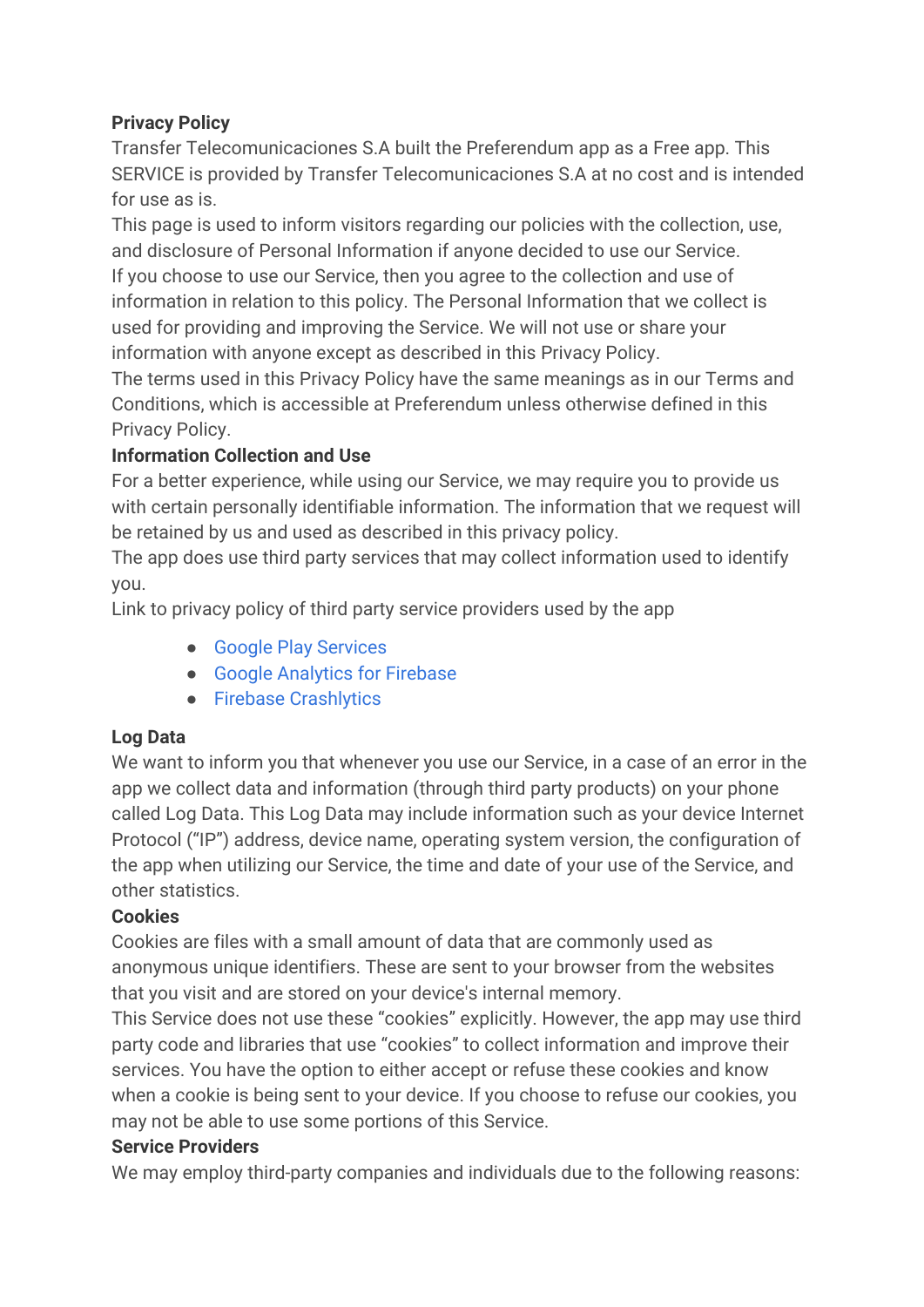**Privacy Policy**

Transfer Telecomunicaciones S.A built the Preferendum app as a Free app. This SERVICE is provided by Transfer Telecomunicaciones S.A at no cost and is intended for use as is.

This page is used to inform visitors regarding our policies with the collection, use, and disclosure of Personal Information if anyone decided to use our Service.

If you choose to use our Service, then you agree to the collection and use of information in relation to this policy. The Personal Information that we collect is used for providing and improving the Service. We will not use or share your information with anyone except as described in this Privacy Policy.

The terms used in this Privacy Policy have the same meanings as in our Terms and Conditions, which is accessible at Preferendum unless otherwise defined in this Privacy Policy.

**Information Collection and Use**

For a better experience, while using our Service, we may require you to provide us with certain personally identifiable information. The information that we request will be retained by us and used as described in this privacy policy.

The app does use third party services that may collect information used to identify you.

Link to privacy policy of third party service providers used by the app

- Google Play Services
- Google Analytics for Firebase
- Firebase Crashlytics

**Log Data**

We want to inform you that whenever you use our Service, in a case of an error in the app we collect data and information (through third party products) on your phone called Log Data. This Log Data may include information such as your device Internet Protocol ("IP") address, device name, operating system version, the configuration of the app when utilizing our Service, the time and date of your use of the Service, and other statistics.

**Cookies**

Cookies are files with a small amount of data that are commonly used as anonymous unique identifiers. These are sent to your browser from the websites that you visit and are stored on your device's internal memory.

This Service does not use these "cookies" explicitly. However, the app may use third party code and libraries that use "cookies" to collect information and improve their services. You have the option to either accept or refuse these cookies and know when a cookie is being sent to your device. If you choose to refuse our cookies, you may not be able to use some portions of this Service.

**Service Providers**

We may employ third-party companies and individuals due to the following reasons: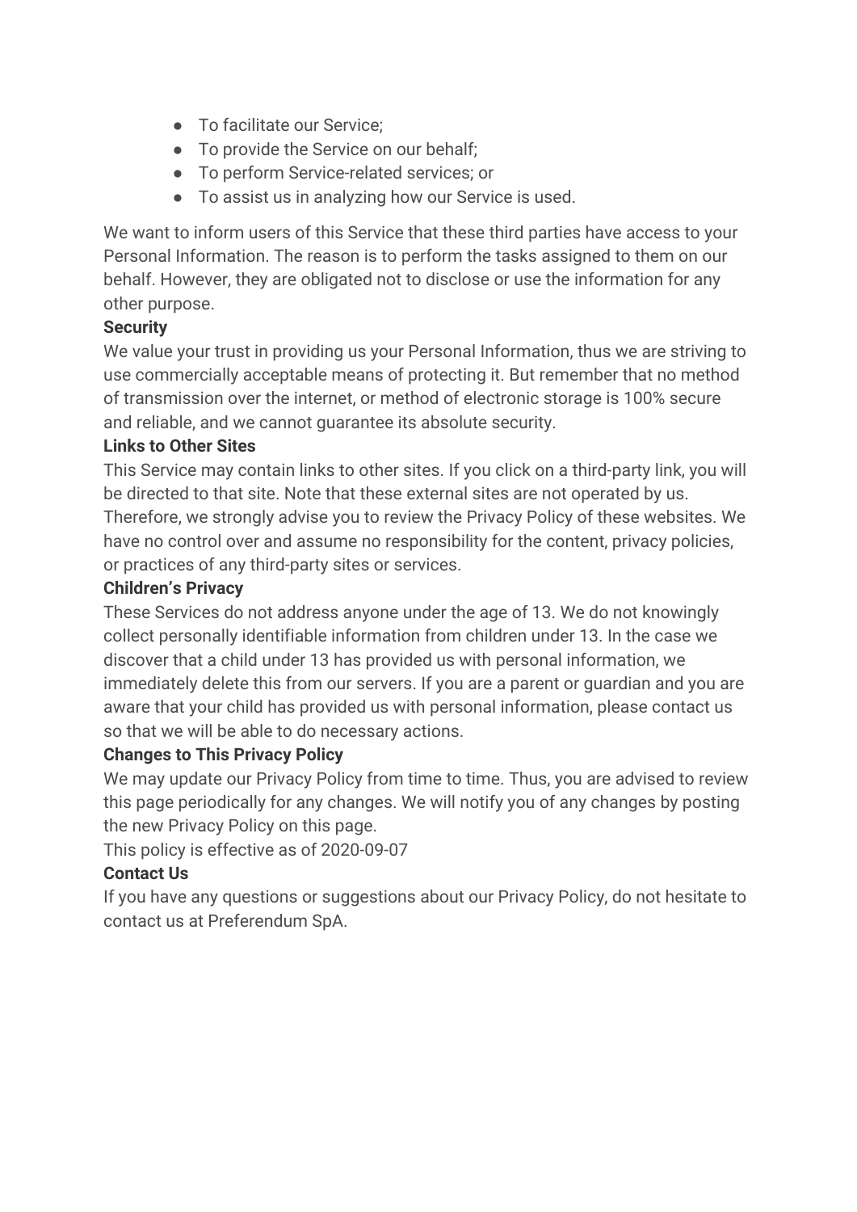- To facilitate our Service;
- To provide the Service on our behalf;
- To perform Service-related services; or
- To assist us in analyzing how our Service is used.

We want to inform users of this Service that these third parties have access to your Personal Information. The reason is to perform the tasks assigned to them on our behalf. However, they are obligated not to disclose or use the information for any other purpose.

**Security**

We value your trust in providing us your Personal Information, thus we are striving to use commercially acceptable means of protecting it. But remember that no method of transmission over the internet, or method of electronic storage is 100% secure and reliable, and we cannot guarantee its absolute security.

**Links to Other Sites**

This Service may contain links to other sites. If you click on a third-party link, you will be directed to that site. Note that these external sites are not operated by us. Therefore, we strongly advise you to review the Privacy Policy of these websites. We have no control over and assume no responsibility for the content, privacy policies, or practices of any third-party sites or services.

**Children's Privacy**

These Services do not address anyone under the age of 13. We do not knowingly collect personally identifiable information from children under 13. In the case we discover that a child under 13 has provided us with personal information, we immediately delete this from our servers. If you are a parent or guardian and you are aware that your child has provided us with personal information, please contact us so that we will be able to do necessary actions.

**Changes to This Privacy Policy**

We may update our Privacy Policy from time to time. Thus, you are advised to review this page periodically for any changes. We will notify you of any changes by posting the new Privacy Policy on this page.

This policy is effective as of 2020-09-07

**Contact Us**

If you have any questions or suggestions about our Privacy Policy, do not hesitate to contact us at Preferendum SpA.